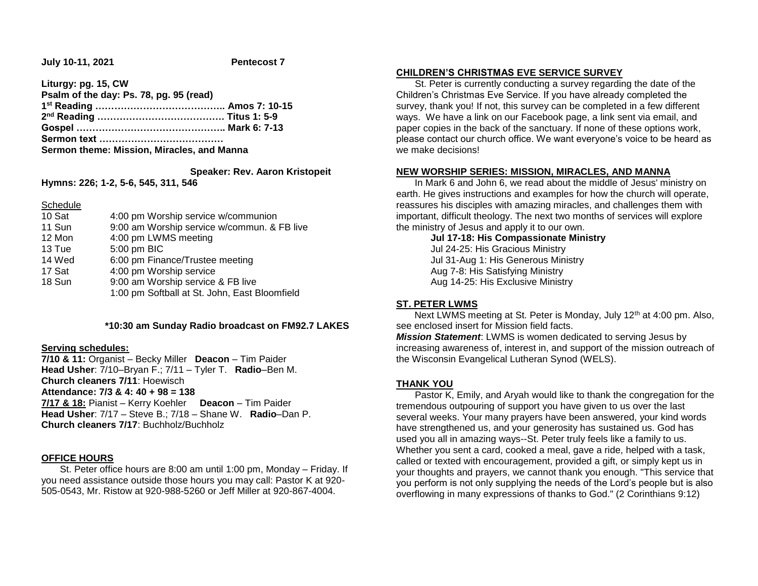**July 10-11, 2021** **Pentecost 7**

**Liturgy: pg. 15, CW**
**Psalm of the day: Ps. 78, pg. 95 (read)**
**1st Reading ………………………………….. Amos 7: 10-15**
**2nd Reading …………………………………. Titus 1: 5-9**
**Gospel ……………………………………….. Mark 6: 7-13**
**Sermon text …………………………………**
**Sermon theme: Mission, Miracles, and Manna**

**Speaker: Rev. Aaron Kristopeit**

**Hymns: 226; 1-2, 5-6, 545, 311, 546**

Schedule

| | |
|---|---|
| 10 Sat | 4:00 pm Worship service w/communion |
| 11 Sun | 9:00 am Worship service w/commun. & FB live |
| 12 Mon | 4:00 pm LWMS meeting |
| 13 Tue | 5:00 pm BIC |
| 14 Wed | 6:00 pm Finance/Trustee meeting |
| 17 Sat | 4:00 pm Worship service |
| 18 Sun | 9:00 am Worship service & FB live |
| | 1:00 pm Softball at St. John, East Bloomfield |

**\*10:30 am Sunday Radio broadcast on FM92.7 LAKES**

**Serving schedules:**

**7/10 & 11:** Organist – Becky Miller **Deacon** – Tim Paider
**Head Usher**: 7/10–Bryan F.; 7/11 – Tyler T. **Radio**–Ben M.
**Church cleaners 7/11**: Hoewisch
**Attendance: 7/3 & 4: 40 + 98 = 138**
**7/17 & 18:** Pianist – Kerry Koehler **Deacon** – Tim Paider
**Head Usher**: 7/17 – Steve B.; 7/18 – Shane W. **Radio**–Dan P.
**Church cleaners 7/17**: Buchholz/Buchholz

## OFFICE HOURS

St. Peter office hours are 8:00 am until 1:00 pm, Monday – Friday. If you need assistance outside those hours you may call: Pastor K at 920-505-0543, Mr. Ristow at 920-988-5260 or Jeff Miller at 920-867-4004.

## CHILDREN'S CHRISTMAS EVE SERVICE SURVEY

St. Peter is currently conducting a survey regarding the date of the Children's Christmas Eve Service. If you have already completed the survey, thank you! If not, this survey can be completed in a few different ways. We have a link on our Facebook page, a link sent via email, and paper copies in the back of the sanctuary. If none of these options work, please contact our church office. We want everyone's voice to be heard as we make decisions!

## NEW WORSHIP SERIES: MISSION, MIRACLES, AND MANNA

In Mark 6 and John 6, we read about the middle of Jesus' ministry on earth. He gives instructions and examples for how the church will operate, reassures his disciples with amazing miracles, and challenges them with important, difficult theology. The next two months of services will explore the ministry of Jesus and apply it to our own.

**Jul 17-18: His Compassionate Ministry**
Jul 24-25: His Gracious Ministry
Jul 31-Aug 1: His Generous Ministry
Aug 7-8: His Satisfying Ministry
Aug 14-25: His Exclusive Ministry

## ST. PETER LWMS

Next LWMS meeting at St. Peter is Monday, July 12th at 4:00 pm. Also, see enclosed insert for Mission field facts.

***Mission Statement***: LWMS is women dedicated to serving Jesus by increasing awareness of, interest in, and support of the mission outreach of the Wisconsin Evangelical Lutheran Synod (WELS).

## THANK YOU

Pastor K, Emily, and Aryah would like to thank the congregation for the tremendous outpouring of support you have given to us over the last several weeks. Your many prayers have been answered, your kind words have strengthened us, and your generosity has sustained us. God has used you all in amazing ways--St. Peter truly feels like a family to us. Whether you sent a card, cooked a meal, gave a ride, helped with a task, called or texted with encouragement, provided a gift, or simply kept us in your thoughts and prayers, we cannot thank you enough. "This service that you perform is not only supplying the needs of the Lord's people but is also overflowing in many expressions of thanks to God." (2 Corinthians 9:12)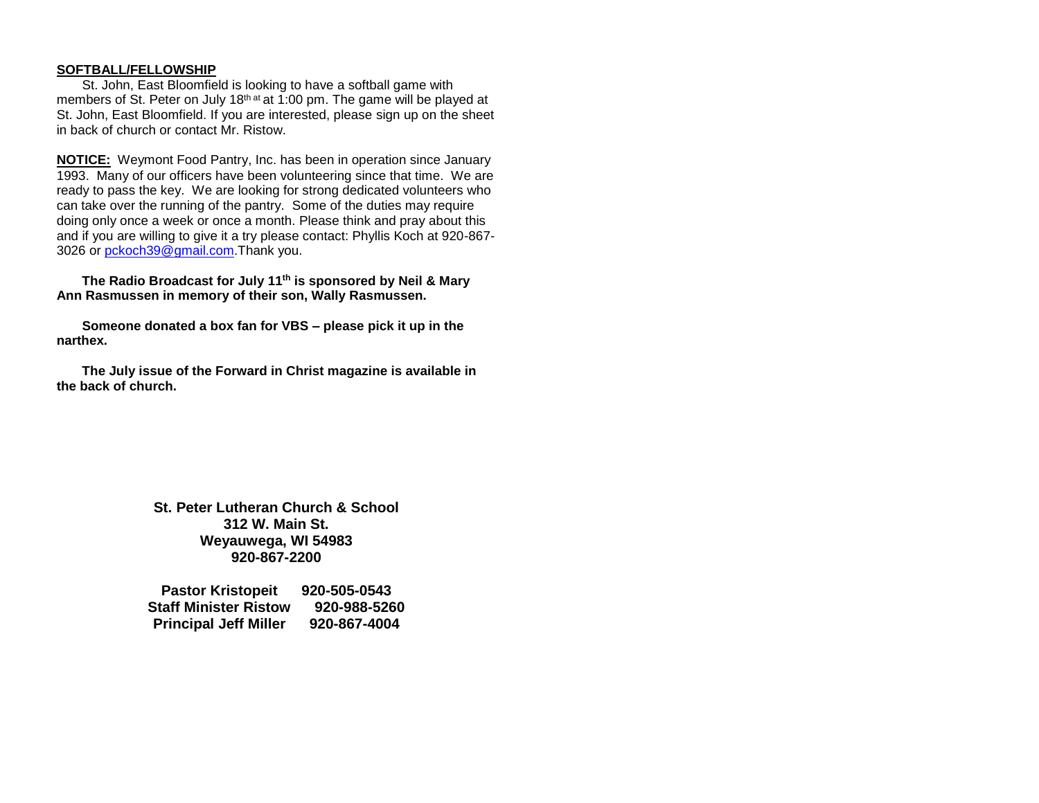**SOFTBALL/FELLOWSHIP**

St. John, East Bloomfield is looking to have a softball game with members of St. Peter on July 18th at at 1:00 pm. The game will be played at St. John, East Bloomfield. If you are interested, please sign up on the sheet in back of church or contact Mr. Ristow.

**NOTICE:** Weymont Food Pantry, Inc. has been in operation since January 1993. Many of our officers have been volunteering since that time. We are ready to pass the key. We are looking for strong dedicated volunteers who can take over the running of the pantry. Some of the duties may require doing only once a week or once a month. Please think and pray about this and if you are willing to give it a try please contact: Phyllis Koch at 920-867-3026 or pckoch39@gmail.com.Thank you.

**The Radio Broadcast for July 11th is sponsored by Neil & Mary Ann Rasmussen in memory of their son, Wally Rasmussen.**

**Someone donated a box fan for VBS – please pick it up in the narthex.**

**The July issue of the Forward in Christ magazine is available in the back of church.**

**St. Peter Lutheran Church & School**
**312 W. Main St.**
**Weyauwega, WI 54983**
**920-867-2200**

**Pastor Kristopeit 920-505-0543**
**Staff Minister Ristow 920-988-5260**
**Principal Jeff Miller 920-867-4004**